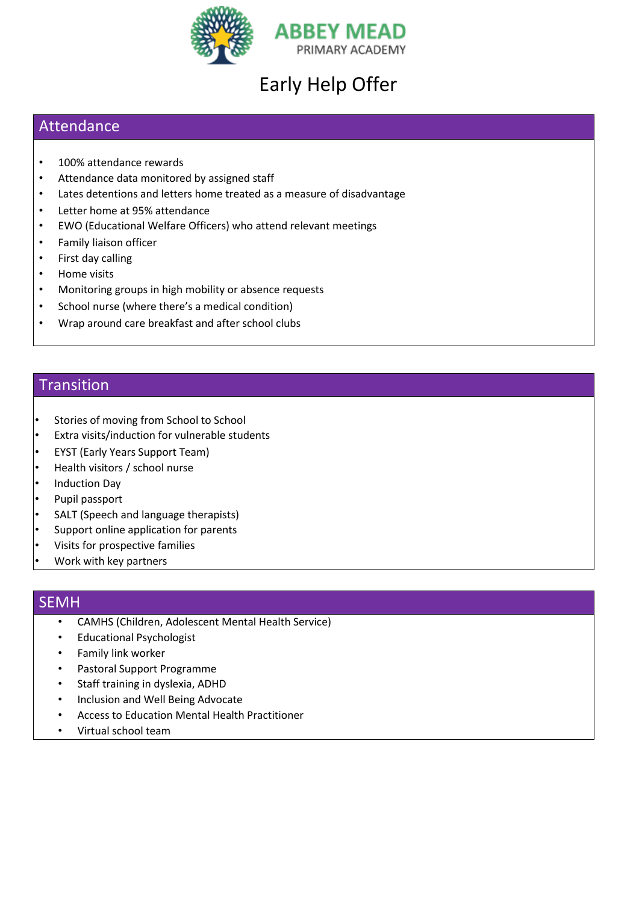# ABBEY MEAD PRIMARY ACADEMY

# Early Help Offer

## Attendance

- 100% attendance rewards
- Attendance data monitored by assigned staff
- Lates detentions and letters home treated as a measure of disadvantage
- Letter home at 95% attendance
- EWO (Educational Welfare Officers) who attend relevant meetings
- Family liaison officer
- First day calling
- Home visits
- Monitoring groups in high mobility or absence requests
- School nurse (where there's a medical condition)
- Wrap around care breakfast and after school clubs

## Transition

- Stories of moving from School to School
- Extra visits/induction for vulnerable students
- EYST (Early Years Support Team)
- Health visitors / school nurse
- Induction Day
- Pupil passport
- SALT (Speech and language therapists)
- Support online application for parents
- Visits for prospective families
- Work with key partners

## SEMH

- CAMHS (Children, Adolescent Mental Health Service)
- Educational Psychologist
- Family link worker
- Pastoral Support Programme
- Staff training in dyslexia, ADHD
- Inclusion and Well Being Advocate
- Access to Education Mental Health Practitioner
- Virtual school team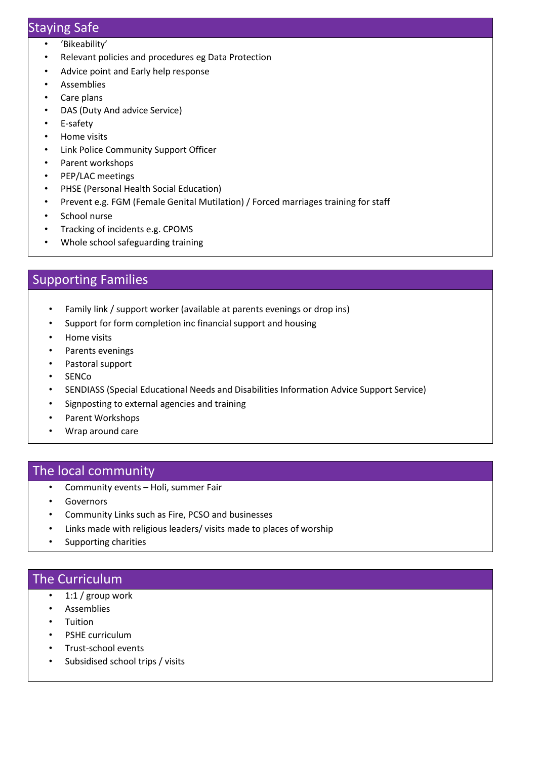## Staying Safe

- 'Bikeability'
- Relevant policies and procedures eg Data Protection
- Advice point and Early help response
- Assemblies
- Care plans
- DAS (Duty And advice Service)
- E-safety
- Home visits
- Link Police Community Support Officer
- Parent workshops
- PEP/LAC meetings
- PHSE (Personal Health Social Education)
- Prevent e.g. FGM (Female Genital Mutilation) / Forced marriages training for staff
- School nurse
- Tracking of incidents e.g. CPOMS
- Whole school safeguarding training

## Supporting Families

- Family link / support worker (available at parents evenings or drop ins)
- Support for form completion inc financial support and housing
- Home visits
- Parents evenings
- Pastoral support
- SENCo
- SENDIASS (Special Educational Needs and Disabilities Information Advice Support Service)
- Signposting to external agencies and training
- Parent Workshops
- Wrap around care

## The local community

- Community events – Holi, summer Fair
- Governors
- Community Links such as Fire, PCSO and businesses
- Links made with religious leaders/ visits made to places of worship
- Supporting charities

## The Curriculum

- 1:1 / group work
- Assemblies
- Tuition
- PSHE curriculum
- Trust-school events
- Subsidised school trips / visits